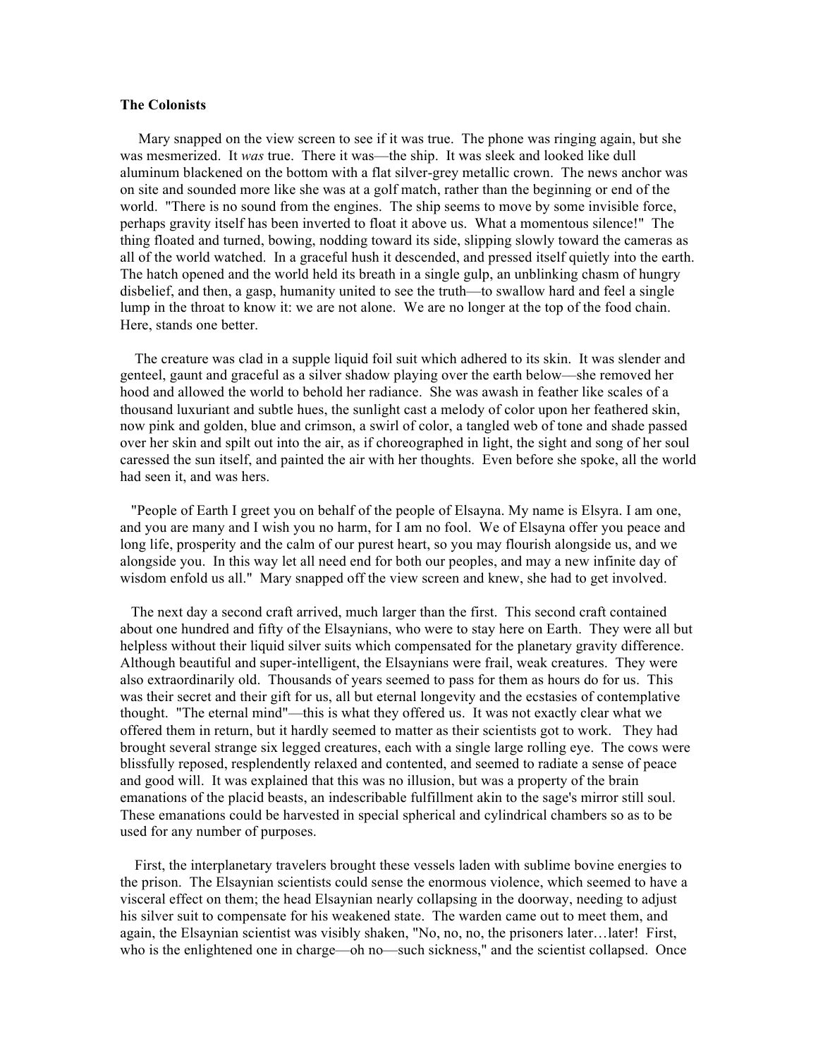**The Colonists**

Mary snapped on the view screen to see if it was true. The phone was ringing again, but she was mesmerized. It *was* true. There it was—the ship. It was sleek and looked like dull aluminum blackened on the bottom with a flat silver-grey metallic crown. The news anchor was on site and sounded more like she was at a golf match, rather than the beginning or end of the world. "There is no sound from the engines. The ship seems to move by some invisible force, perhaps gravity itself has been inverted to float it above us. What a momentous silence!" The thing floated and turned, bowing, nodding toward its side, slipping slowly toward the cameras as all of the world watched. In a graceful hush it descended, and pressed itself quietly into the earth. The hatch opened and the world held its breath in a single gulp, an unblinking chasm of hungry disbelief, and then, a gasp, humanity united to see the truth—to swallow hard and feel a single lump in the throat to know it: we are not alone. We are no longer at the top of the food chain. Here, stands one better.

The creature was clad in a supple liquid foil suit which adhered to its skin. It was slender and genteel, gaunt and graceful as a silver shadow playing over the earth below—she removed her hood and allowed the world to behold her radiance. She was awash in feather like scales of a thousand luxuriant and subtle hues, the sunlight cast a melody of color upon her feathered skin, now pink and golden, blue and crimson, a swirl of color, a tangled web of tone and shade passed over her skin and spilt out into the air, as if choreographed in light, the sight and song of her soul caressed the sun itself, and painted the air with her thoughts. Even before she spoke, all the world had seen it, and was hers.

"People of Earth I greet you on behalf of the people of Elsayna. My name is Elsyra. I am one, and you are many and I wish you no harm, for I am no fool. We of Elsayna offer you peace and long life, prosperity and the calm of our purest heart, so you may flourish alongside us, and we alongside you. In this way let all need end for both our peoples, and may a new infinite day of wisdom enfold us all." Mary snapped off the view screen and knew, she had to get involved.

The next day a second craft arrived, much larger than the first. This second craft contained about one hundred and fifty of the Elsaynians, who were to stay here on Earth. They were all but helpless without their liquid silver suits which compensated for the planetary gravity difference. Although beautiful and super-intelligent, the Elsaynians were frail, weak creatures. They were also extraordinarily old. Thousands of years seemed to pass for them as hours do for us. This was their secret and their gift for us, all but eternal longevity and the ecstasies of contemplative thought. "The eternal mind"—this is what they offered us. It was not exactly clear what we offered them in return, but it hardly seemed to matter as their scientists got to work. They had brought several strange six legged creatures, each with a single large rolling eye. The cows were blissfully reposed, resplendently relaxed and contented, and seemed to radiate a sense of peace and good will. It was explained that this was no illusion, but was a property of the brain emanations of the placid beasts, an indescribable fulfillment akin to the sage's mirror still soul. These emanations could be harvested in special spherical and cylindrical chambers so as to be used for any number of purposes.

First, the interplanetary travelers brought these vessels laden with sublime bovine energies to the prison. The Elsaynian scientists could sense the enormous violence, which seemed to have a visceral effect on them; the head Elsaynian nearly collapsing in the doorway, needing to adjust his silver suit to compensate for his weakened state. The warden came out to meet them, and again, the Elsaynian scientist was visibly shaken, "No, no, no, the prisoners later…later! First, who is the enlightened one in charge—oh no—such sickness," and the scientist collapsed. Once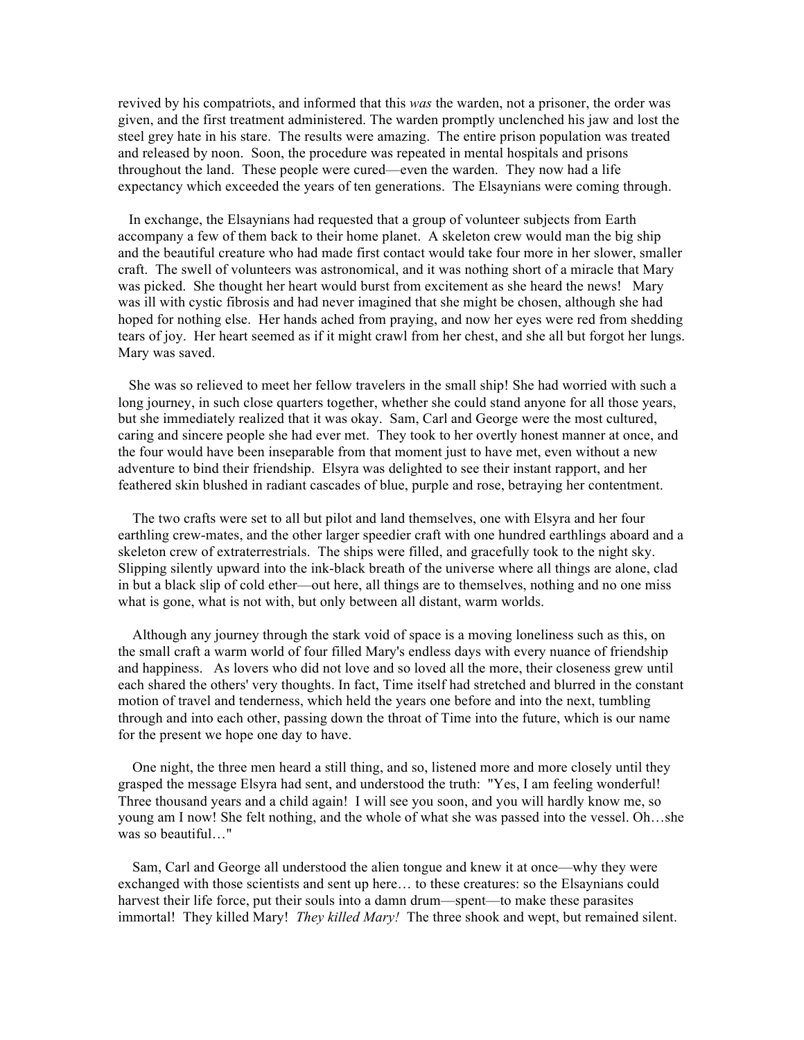revived by his compatriots, and informed that this *was* the warden, not a prisoner, the order was given, and the first treatment administered. The warden promptly unclenched his jaw and lost the steel grey hate in his stare. The results were amazing. The entire prison population was treated and released by noon. Soon, the procedure was repeated in mental hospitals and prisons throughout the land. These people were cured—even the warden. They now had a life expectancy which exceeded the years of ten generations. The Elsaynians were coming through.

In exchange, the Elsaynians had requested that a group of volunteer subjects from Earth accompany a few of them back to their home planet. A skeleton crew would man the big ship and the beautiful creature who had made first contact would take four more in her slower, smaller craft. The swell of volunteers was astronomical, and it was nothing short of a miracle that Mary was picked. She thought her heart would burst from excitement as she heard the news! Mary was ill with cystic fibrosis and had never imagined that she might be chosen, although she had hoped for nothing else. Her hands ached from praying, and now her eyes were red from shedding tears of joy. Her heart seemed as if it might crawl from her chest, and she all but forgot her lungs. Mary was saved.

She was so relieved to meet her fellow travelers in the small ship! She had worried with such a long journey, in such close quarters together, whether she could stand anyone for all those years, but she immediately realized that it was okay. Sam, Carl and George were the most cultured, caring and sincere people she had ever met. They took to her overtly honest manner at once, and the four would have been inseparable from that moment just to have met, even without a new adventure to bind their friendship. Elsyra was delighted to see their instant rapport, and her feathered skin blushed in radiant cascades of blue, purple and rose, betraying her contentment.

The two crafts were set to all but pilot and land themselves, one with Elsyra and her four earthling crew-mates, and the other larger speedier craft with one hundred earthlings aboard and a skeleton crew of extraterrestrials. The ships were filled, and gracefully took to the night sky. Slipping silently upward into the ink-black breath of the universe where all things are alone, clad in but a black slip of cold ether—out here, all things are to themselves, nothing and no one miss what is gone, what is not with, but only between all distant, warm worlds.

Although any journey through the stark void of space is a moving loneliness such as this, on the small craft a warm world of four filled Mary's endless days with every nuance of friendship and happiness. As lovers who did not love and so loved all the more, their closeness grew until each shared the others' very thoughts. In fact, Time itself had stretched and blurred in the constant motion of travel and tenderness, which held the years one before and into the next, tumbling through and into each other, passing down the throat of Time into the future, which is our name for the present we hope one day to have.

One night, the three men heard a still thing, and so, listened more and more closely until they grasped the message Elsyra had sent, and understood the truth: "Yes, I am feeling wonderful! Three thousand years and a child again! I will see you soon, and you will hardly know me, so young am I now! She felt nothing, and the whole of what she was passed into the vessel. Oh…she was so beautiful…"

Sam, Carl and George all understood the alien tongue and knew it at once—why they were exchanged with those scientists and sent up here… to these creatures: so the Elsaynians could harvest their life force, put their souls into a damn drum—spent—to make these parasites immortal! They killed Mary! *They killed Mary!* The three shook and wept, but remained silent.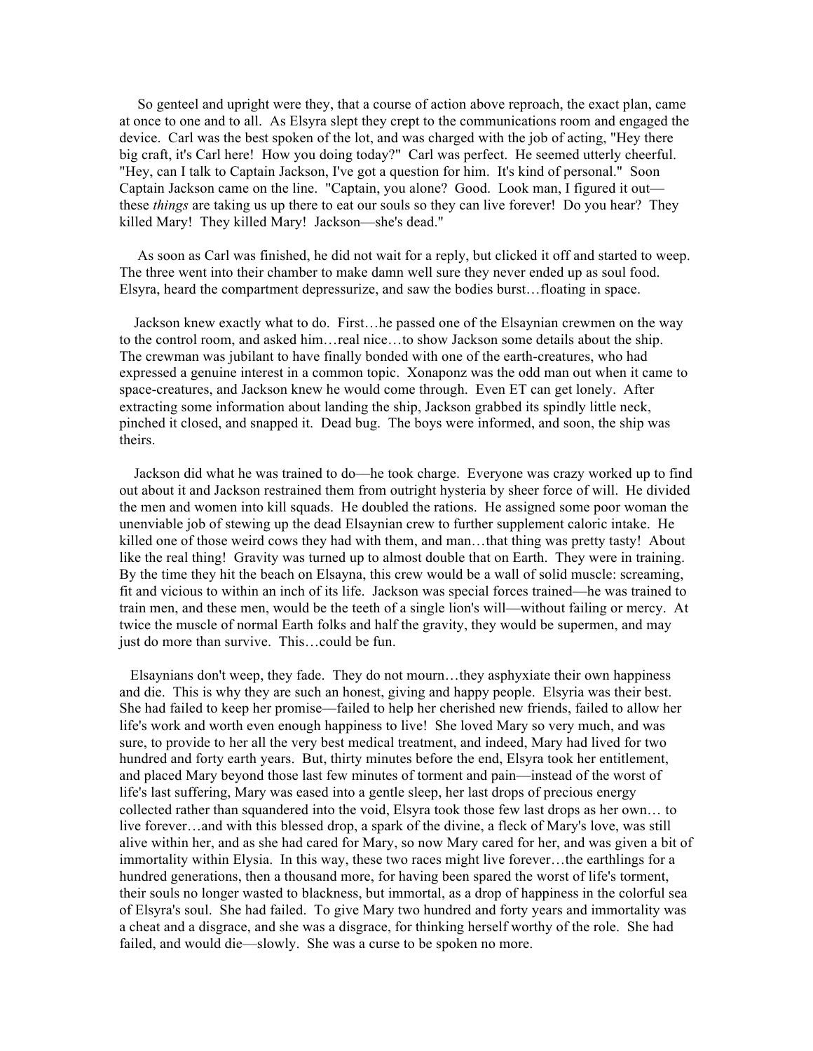So genteel and upright were they, that a course of action above reproach, the exact plan, came at once to one and to all. As Elsyra slept they crept to the communications room and engaged the device. Carl was the best spoken of the lot, and was charged with the job of acting, "Hey there big craft, it's Carl here! How you doing today?" Carl was perfect. He seemed utterly cheerful. "Hey, can I talk to Captain Jackson, I've got a question for him. It's kind of personal." Soon Captain Jackson came on the line. "Captain, you alone? Good. Look man, I figured it out—these *things* are taking us up there to eat our souls so they can live forever! Do you hear? They killed Mary! They killed Mary! Jackson—she's dead."

As soon as Carl was finished, he did not wait for a reply, but clicked it off and started to weep. The three went into their chamber to make damn well sure they never ended up as soul food. Elsyra, heard the compartment depressurize, and saw the bodies burst…floating in space.

Jackson knew exactly what to do. First…he passed one of the Elsaynian crewmen on the way to the control room, and asked him…real nice…to show Jackson some details about the ship. The crewman was jubilant to have finally bonded with one of the earth-creatures, who had expressed a genuine interest in a common topic. Xonaponz was the odd man out when it came to space-creatures, and Jackson knew he would come through. Even ET can get lonely. After extracting some information about landing the ship, Jackson grabbed its spindly little neck, pinched it closed, and snapped it. Dead bug. The boys were informed, and soon, the ship was theirs.

Jackson did what he was trained to do—he took charge. Everyone was crazy worked up to find out about it and Jackson restrained them from outright hysteria by sheer force of will. He divided the men and women into kill squads. He doubled the rations. He assigned some poor woman the unenviable job of stewing up the dead Elsaynian crew to further supplement caloric intake. He killed one of those weird cows they had with them, and man…that thing was pretty tasty! About like the real thing! Gravity was turned up to almost double that on Earth. They were in training. By the time they hit the beach on Elsayna, this crew would be a wall of solid muscle: screaming, fit and vicious to within an inch of its life. Jackson was special forces trained—he was trained to train men, and these men, would be the teeth of a single lion's will—without failing or mercy. At twice the muscle of normal Earth folks and half the gravity, they would be supermen, and may just do more than survive. This…could be fun.

Elsaynians don't weep, they fade. They do not mourn…they asphyxiate their own happiness and die. This is why they are such an honest, giving and happy people. Elsyria was their best. She had failed to keep her promise—failed to help her cherished new friends, failed to allow her life's work and worth even enough happiness to live! She loved Mary so very much, and was sure, to provide to her all the very best medical treatment, and indeed, Mary had lived for two hundred and forty earth years. But, thirty minutes before the end, Elsyra took her entitlement, and placed Mary beyond those last few minutes of torment and pain—instead of the worst of life's last suffering, Mary was eased into a gentle sleep, her last drops of precious energy collected rather than squandered into the void, Elsyra took those few last drops as her own… to live forever…and with this blessed drop, a spark of the divine, a fleck of Mary's love, was still alive within her, and as she had cared for Mary, so now Mary cared for her, and was given a bit of immortality within Elysia. In this way, these two races might live forever…the earthlings for a hundred generations, then a thousand more, for having been spared the worst of life's torment, their souls no longer wasted to blackness, but immortal, as a drop of happiness in the colorful sea of Elsyra's soul. She had failed. To give Mary two hundred and forty years and immortality was a cheat and a disgrace, and she was a disgrace, for thinking herself worthy of the role. She had failed, and would die—slowly. She was a curse to be spoken no more.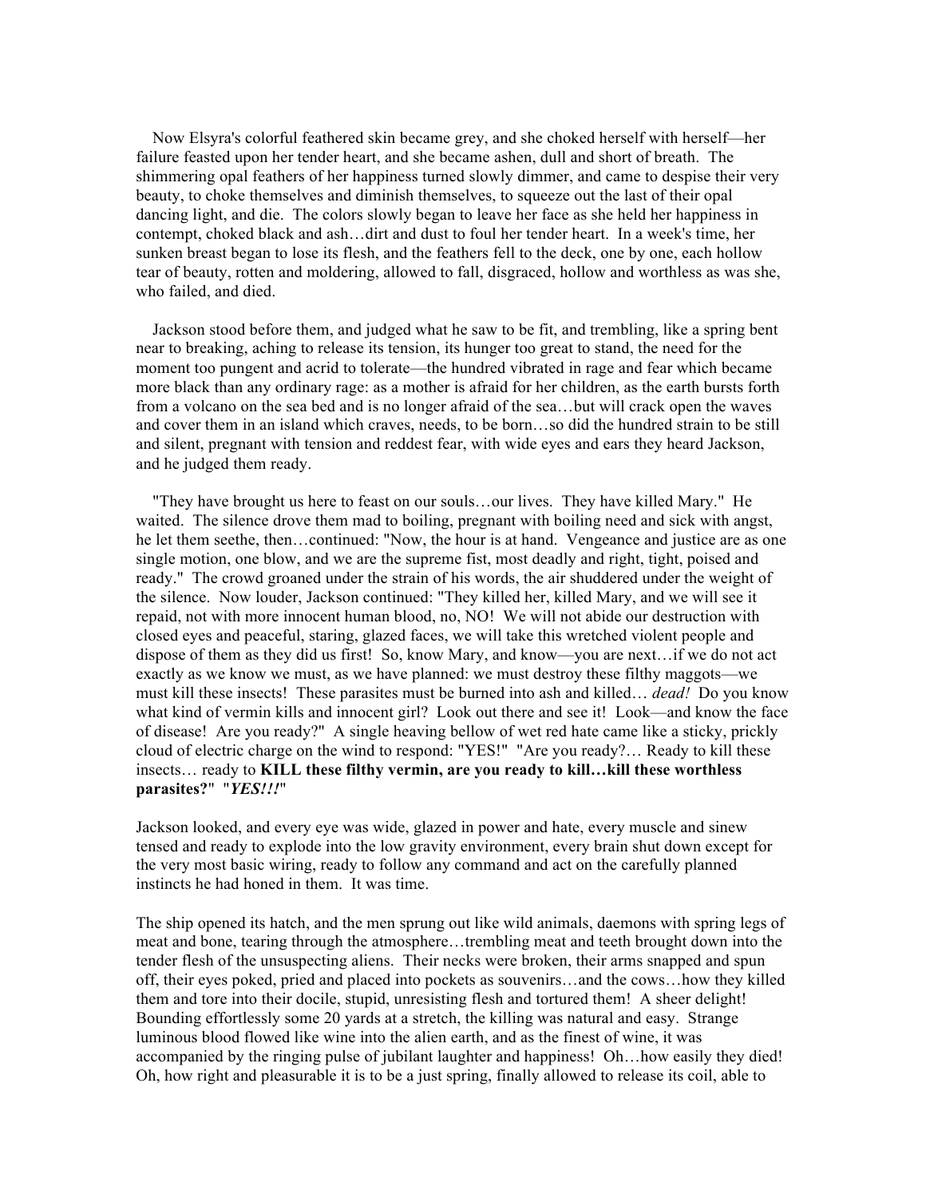Now Elsyra's colorful feathered skin became grey, and she choked herself with herself—her failure feasted upon her tender heart, and she became ashen, dull and short of breath. The shimmering opal feathers of her happiness turned slowly dimmer, and came to despise their very beauty, to choke themselves and diminish themselves, to squeeze out the last of their opal dancing light, and die. The colors slowly began to leave her face as she held her happiness in contempt, choked black and ash…dirt and dust to foul her tender heart. In a week's time, her sunken breast began to lose its flesh, and the feathers fell to the deck, one by one, each hollow tear of beauty, rotten and moldering, allowed to fall, disgraced, hollow and worthless as was she, who failed, and died.

Jackson stood before them, and judged what he saw to be fit, and trembling, like a spring bent near to breaking, aching to release its tension, its hunger too great to stand, the need for the moment too pungent and acrid to tolerate—the hundred vibrated in rage and fear which became more black than any ordinary rage: as a mother is afraid for her children, as the earth bursts forth from a volcano on the sea bed and is no longer afraid of the sea…but will crack open the waves and cover them in an island which craves, needs, to be born…so did the hundred strain to be still and silent, pregnant with tension and reddest fear, with wide eyes and ears they heard Jackson, and he judged them ready.

"They have brought us here to feast on our souls…our lives. They have killed Mary." He waited. The silence drove them mad to boiling, pregnant with boiling need and sick with angst, he let them seethe, then…continued: "Now, the hour is at hand. Vengeance and justice are as one single motion, one blow, and we are the supreme fist, most deadly and right, tight, poised and ready." The crowd groaned under the strain of his words, the air shuddered under the weight of the silence. Now louder, Jackson continued: "They killed her, killed Mary, and we will see it repaid, not with more innocent human blood, no, NO! We will not abide our destruction with closed eyes and peaceful, staring, glazed faces, we will take this wretched violent people and dispose of them as they did us first! So, know Mary, and know—you are next…if we do not act exactly as we know we must, as we have planned: we must destroy these filthy maggots—we must kill these insects! These parasites must be burned into ash and killed… *dead!* Do you know what kind of vermin kills and innocent girl? Look out there and see it! Look—and know the face of disease! Are you ready?" A single heaving bellow of wet red hate came like a sticky, prickly cloud of electric charge on the wind to respond: "YES!" "Are you ready?… Ready to kill these insects… ready to **KILL these filthy vermin, are you ready to kill…kill these worthless parasites?**" "***YES!!!***"

Jackson looked, and every eye was wide, glazed in power and hate, every muscle and sinew tensed and ready to explode into the low gravity environment, every brain shut down except for the very most basic wiring, ready to follow any command and act on the carefully planned instincts he had honed in them. It was time.

The ship opened its hatch, and the men sprung out like wild animals, daemons with spring legs of meat and bone, tearing through the atmosphere…trembling meat and teeth brought down into the tender flesh of the unsuspecting aliens. Their necks were broken, their arms snapped and spun off, their eyes poked, pried and placed into pockets as souvenirs…and the cows…how they killed them and tore into their docile, stupid, unresisting flesh and tortured them! A sheer delight! Bounding effortlessly some 20 yards at a stretch, the killing was natural and easy. Strange luminous blood flowed like wine into the alien earth, and as the finest of wine, it was accompanied by the ringing pulse of jubilant laughter and happiness! Oh…how easily they died! Oh, how right and pleasurable it is to be a just spring, finally allowed to release its coil, able to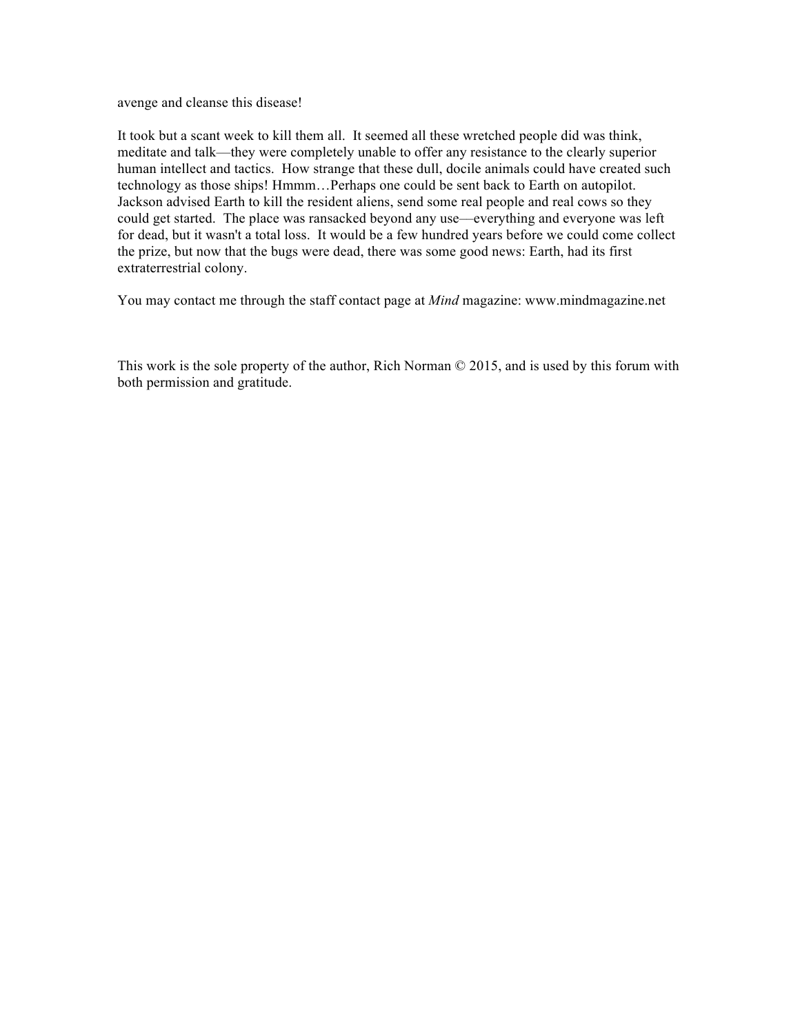avenge and cleanse this disease!

It took but a scant week to kill them all. It seemed all these wretched people did was think, meditate and talk—they were completely unable to offer any resistance to the clearly superior human intellect and tactics. How strange that these dull, docile animals could have created such technology as those ships! Hmmm…Perhaps one could be sent back to Earth on autopilot. Jackson advised Earth to kill the resident aliens, send some real people and real cows so they could get started. The place was ransacked beyond any use—everything and everyone was left for dead, but it wasn't a total loss. It would be a few hundred years before we could come collect the prize, but now that the bugs were dead, there was some good news: Earth, had its first extraterrestrial colony.

You may contact me through the staff contact page at *Mind* magazine: www.mindmagazine.net

This work is the sole property of the author, Rich Norman © 2015, and is used by this forum with both permission and gratitude.